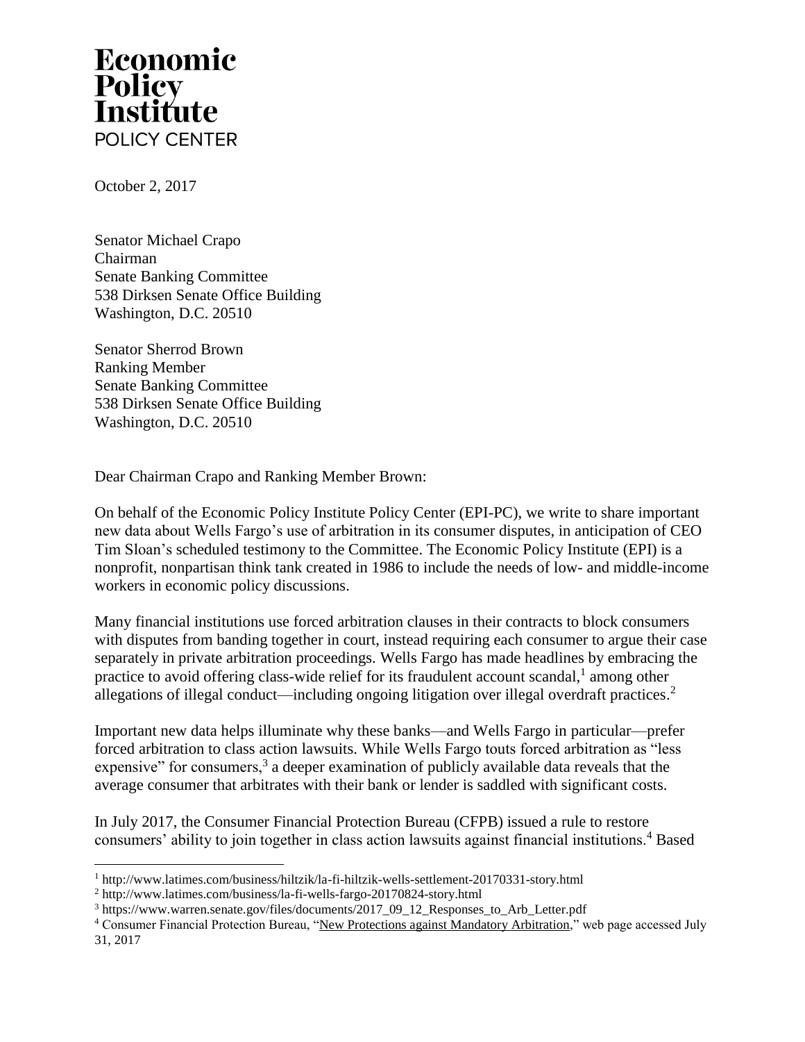**Economic Policy Institute**
POLICY CENTER

October 2, 2017

Senator Michael Crapo
Chairman
Senate Banking Committee
538 Dirksen Senate Office Building
Washington, D.C. 20510

Senator Sherrod Brown
Ranking Member
Senate Banking Committee
538 Dirksen Senate Office Building
Washington, D.C. 20510

Dear Chairman Crapo and Ranking Member Brown:

On behalf of the Economic Policy Institute Policy Center (EPI-PC), we write to share important new data about Wells Fargo's use of arbitration in its consumer disputes, in anticipation of CEO Tim Sloan's scheduled testimony to the Committee. The Economic Policy Institute (EPI) is a nonprofit, nonpartisan think tank created in 1986 to include the needs of low- and middle-income workers in economic policy discussions.

Many financial institutions use forced arbitration clauses in their contracts to block consumers with disputes from banding together in court, instead requiring each consumer to argue their case separately in private arbitration proceedings. Wells Fargo has made headlines by embracing the practice to avoid offering class-wide relief for its fraudulent account scandal,[1] among other allegations of illegal conduct—including ongoing litigation over illegal overdraft practices.[2]

Important new data helps illuminate why these banks—and Wells Fargo in particular—prefer forced arbitration to class action lawsuits. While Wells Fargo touts forced arbitration as "less expensive" for consumers,[3] a deeper examination of publicly available data reveals that the average consumer that arbitrates with their bank or lender is saddled with significant costs.

In July 2017, the Consumer Financial Protection Bureau (CFPB) issued a rule to restore consumers' ability to join together in class action lawsuits against financial institutions.[4] Based

---

[1] http://www.latimes.com/business/hiltzik/la-fi-hiltzik-wells-settlement-20170331-story.html

[2] http://www.latimes.com/business/la-fi-wells-fargo-20170824-story.html

[3] https://www.warren.senate.gov/files/documents/2017_09_12_Responses_to_Arb_Letter.pdf

[4] Consumer Financial Protection Bureau, "New Protections against Mandatory Arbitration," web page accessed July 31, 2017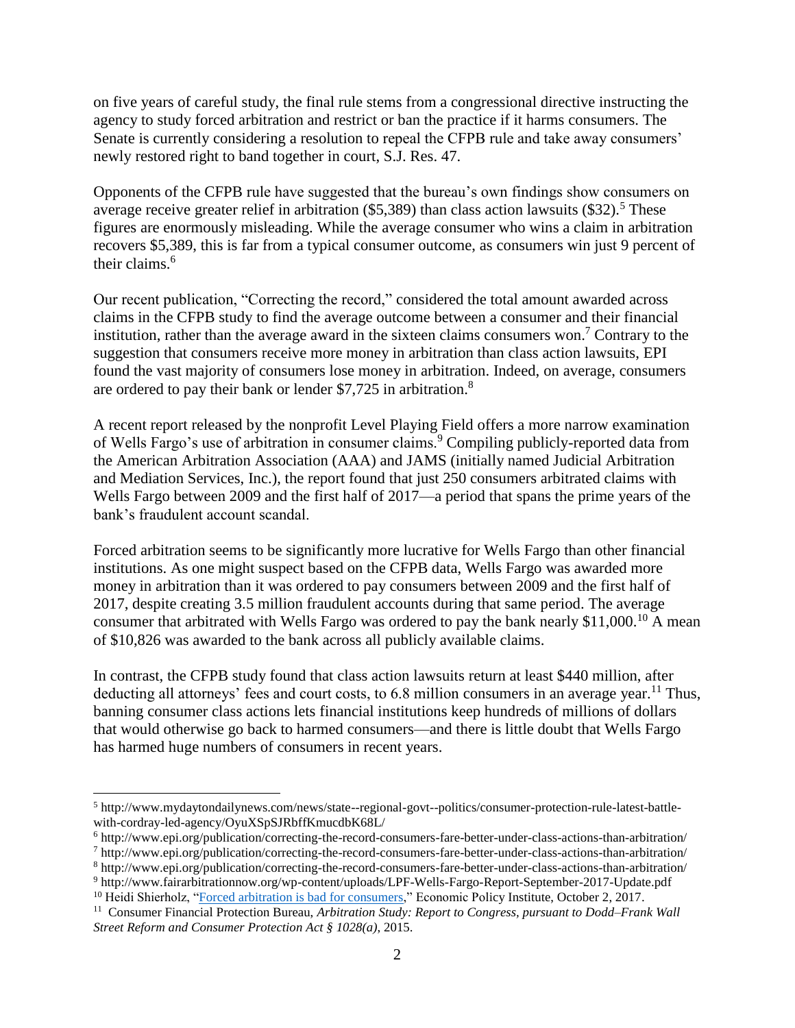on five years of careful study, the final rule stems from a congressional directive instructing the agency to study forced arbitration and restrict or ban the practice if it harms consumers. The Senate is currently considering a resolution to repeal the CFPB rule and take away consumers' newly restored right to band together in court, S.J. Res. 47.

Opponents of the CFPB rule have suggested that the bureau's own findings show consumers on average receive greater relief in arbitration ($5,389) than class action lawsuits ($32).[5] These figures are enormously misleading. While the average consumer who wins a claim in arbitration recovers $5,389, this is far from a typical consumer outcome, as consumers win just 9 percent of their claims.[6]

Our recent publication, "Correcting the record," considered the total amount awarded across claims in the CFPB study to find the average outcome between a consumer and their financial institution, rather than the average award in the sixteen claims consumers won.[7] Contrary to the suggestion that consumers receive more money in arbitration than class action lawsuits, EPI found the vast majority of consumers lose money in arbitration. Indeed, on average, consumers are ordered to pay their bank or lender $7,725 in arbitration.[8]

A recent report released by the nonprofit Level Playing Field offers a more narrow examination of Wells Fargo's use of arbitration in consumer claims.[9] Compiling publicly-reported data from the American Arbitration Association (AAA) and JAMS (initially named Judicial Arbitration and Mediation Services, Inc.), the report found that just 250 consumers arbitrated claims with Wells Fargo between 2009 and the first half of 2017—a period that spans the prime years of the bank's fraudulent account scandal.

Forced arbitration seems to be significantly more lucrative for Wells Fargo than other financial institutions. As one might suspect based on the CFPB data, Wells Fargo was awarded more money in arbitration than it was ordered to pay consumers between 2009 and the first half of 2017, despite creating 3.5 million fraudulent accounts during that same period. The average consumer that arbitrated with Wells Fargo was ordered to pay the bank nearly $11,000.[10] A mean of $10,826 was awarded to the bank across all publicly available claims.

In contrast, the CFPB study found that class action lawsuits return at least $440 million, after deducting all attorneys' fees and court costs, to 6.8 million consumers in an average year.[11] Thus, banning consumer class actions lets financial institutions keep hundreds of millions of dollars that would otherwise go back to harmed consumers—and there is little doubt that Wells Fargo has harmed huge numbers of consumers in recent years.

---

5 http://www.mydaytondailynews.com/news/state--regional-govt--politics/consumer-protection-rule-latest-battle-with-cordray-led-agency/OyuXSpSJRbffKmucdbK68L/

6 http://www.epi.org/publication/correcting-the-record-consumers-fare-better-under-class-actions-than-arbitration/

7 http://www.epi.org/publication/correcting-the-record-consumers-fare-better-under-class-actions-than-arbitration/

8 http://www.epi.org/publication/correcting-the-record-consumers-fare-better-under-class-actions-than-arbitration/

9 http://www.fairarbitrationnow.org/wp-content/uploads/LPF-Wells-Fargo-Report-September-2017-Update.pdf

10 Heidi Shierholz, "Forced arbitration is bad for consumers," Economic Policy Institute, October 2, 2017.

11 Consumer Financial Protection Bureau, *Arbitration Study: Report to Congress, pursuant to Dodd–Frank Wall Street Reform and Consumer Protection Act § 1028(a)*, 2015.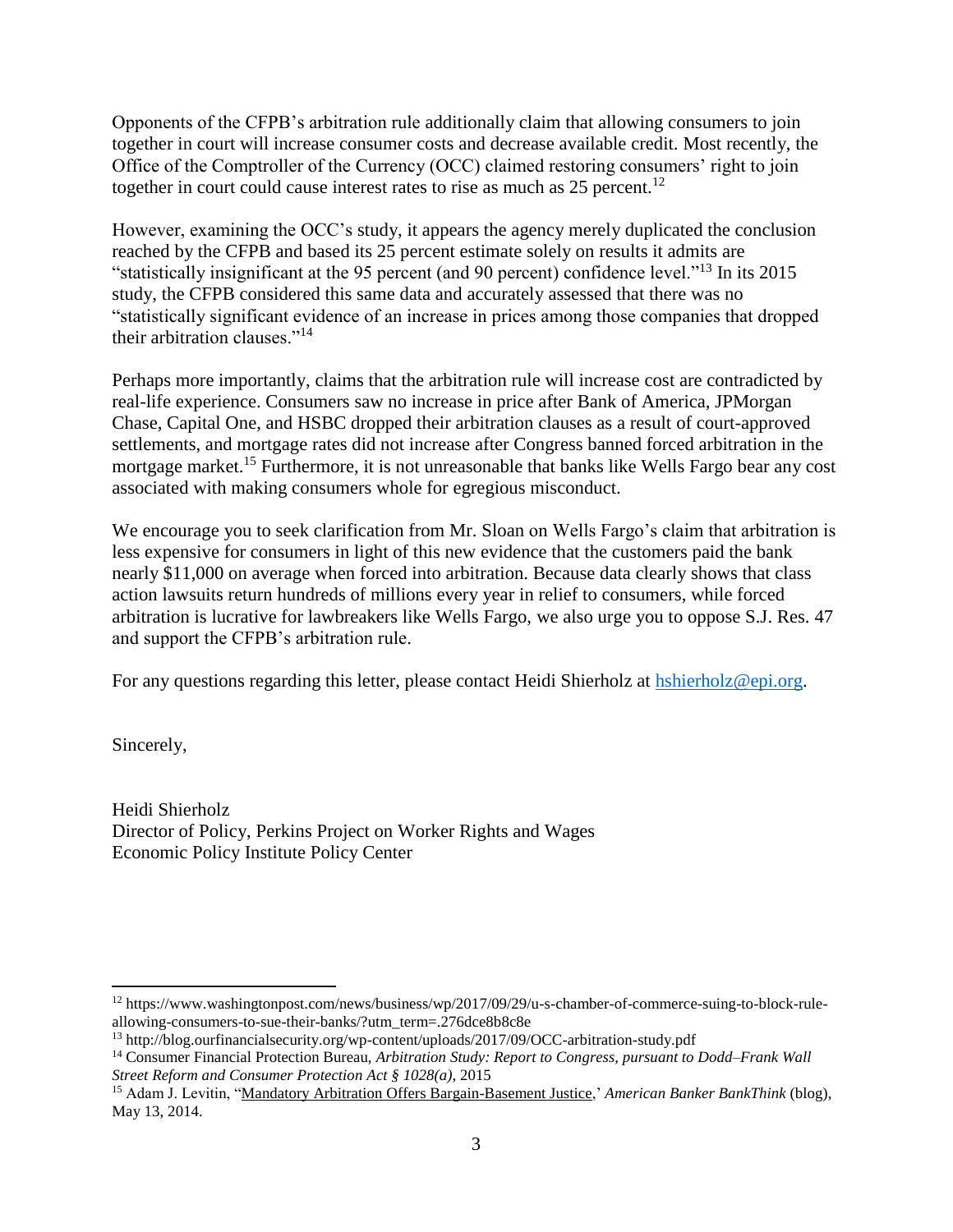Opponents of the CFPB's arbitration rule additionally claim that allowing consumers to join together in court will increase consumer costs and decrease available credit. Most recently, the Office of the Comptroller of the Currency (OCC) claimed restoring consumers' right to join together in court could cause interest rates to rise as much as 25 percent.[12]

However, examining the OCC's study, it appears the agency merely duplicated the conclusion reached by the CFPB and based its 25 percent estimate solely on results it admits are "statistically insignificant at the 95 percent (and 90 percent) confidence level."[13] In its 2015 study, the CFPB considered this same data and accurately assessed that there was no "statistically significant evidence of an increase in prices among those companies that dropped their arbitration clauses."[14]

Perhaps more importantly, claims that the arbitration rule will increase cost are contradicted by real-life experience. Consumers saw no increase in price after Bank of America, JPMorgan Chase, Capital One, and HSBC dropped their arbitration clauses as a result of court-approved settlements, and mortgage rates did not increase after Congress banned forced arbitration in the mortgage market.[15] Furthermore, it is not unreasonable that banks like Wells Fargo bear any cost associated with making consumers whole for egregious misconduct.

We encourage you to seek clarification from Mr. Sloan on Wells Fargo's claim that arbitration is less expensive for consumers in light of this new evidence that the customers paid the bank nearly $11,000 on average when forced into arbitration. Because data clearly shows that class action lawsuits return hundreds of millions every year in relief to consumers, while forced arbitration is lucrative for lawbreakers like Wells Fargo, we also urge you to oppose S.J. Res. 47 and support the CFPB's arbitration rule.

For any questions regarding this letter, please contact Heidi Shierholz at hshierholz@epi.org.

Sincerely,

Heidi Shierholz
Director of Policy, Perkins Project on Worker Rights and Wages
Economic Policy Institute Policy Center

---

[12] https://www.washingtonpost.com/news/business/wp/2017/09/29/u-s-chamber-of-commerce-suing-to-block-rule-allowing-consumers-to-sue-their-banks/?utm_term=.276dce8b8c8e

[13] http://blog.ourfinancialsecurity.org/wp-content/uploads/2017/09/OCC-arbitration-study.pdf

[14] Consumer Financial Protection Bureau, *Arbitration Study: Report to Congress, pursuant to Dodd–Frank Wall Street Reform and Consumer Protection Act § 1028(a)*, 2015

[15] Adam J. Levitin, "Mandatory Arbitration Offers Bargain-Basement Justice,' *American Banker BankThink* (blog), May 13, 2014.